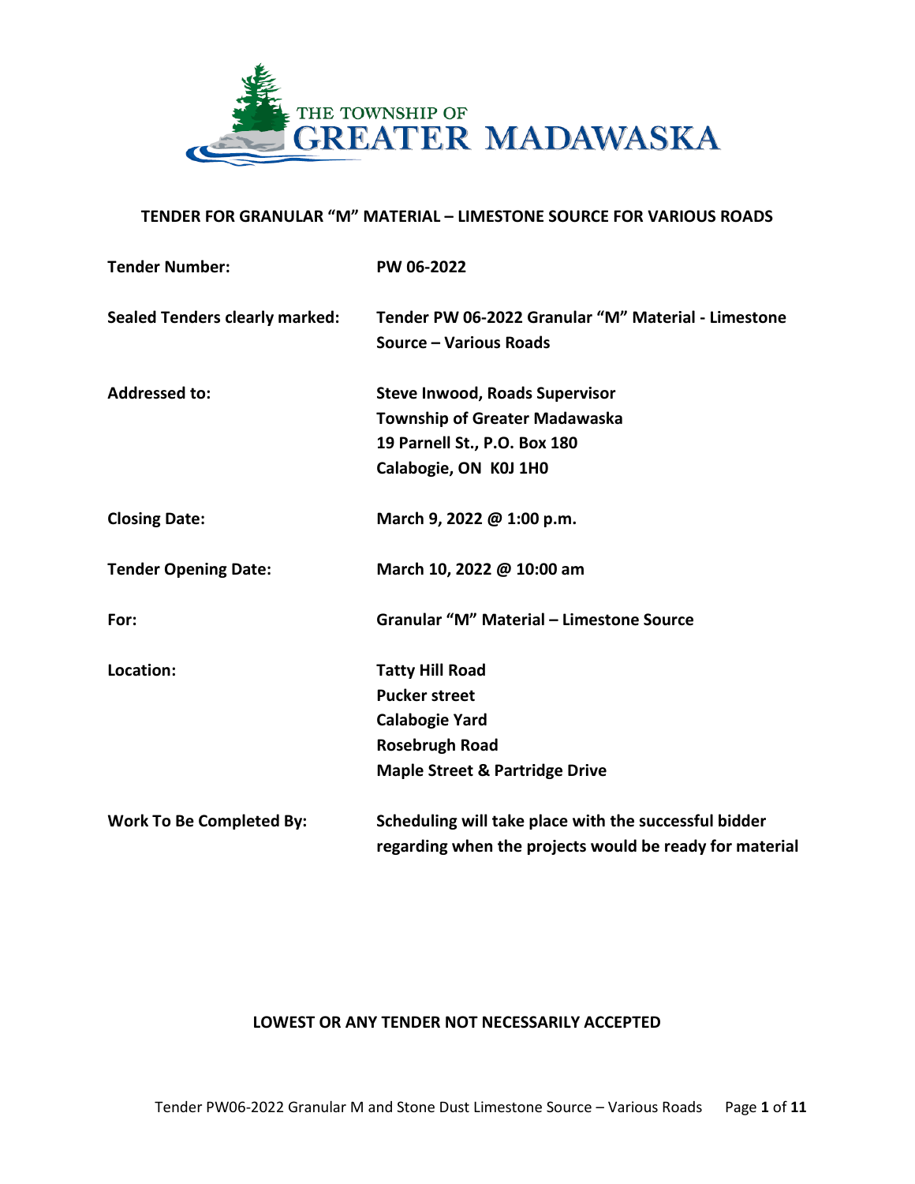THE TOWNSHIP OF GREATER MADAWASKA

## TENDER FOR GRANULAR "M" MATERIAL – LIMESTONE SOURCE FOR VARIOUS ROADS

| | |
|---|---|
| **Tender Number:** | **PW 06-2022** |
| **Sealed Tenders clearly marked:** | **Tender PW 06-2022 Granular "M" Material - Limestone Source – Various Roads** |
| **Addressed to:** | **Steve Inwood, Roads Supervisor**<br>**Township of Greater Madawaska**<br>**19 Parnell St., P.O. Box 180**<br>**Calabogie, ON K0J 1H0** |
| **Closing Date:** | **March 9, 2022 @ 1:00 p.m.** |
| **Tender Opening Date:** | **March 10, 2022 @ 10:00 am** |
| **For:** | **Granular "M" Material – Limestone Source** |
| **Location:** | **Tatty Hill Road**<br>**Pucker street**<br>**Calabogie Yard**<br>**Rosebrugh Road**<br>**Maple Street & Partridge Drive** |
| **Work To Be Completed By:** | **Scheduling will take place with the successful bidder regarding when the projects would be ready for material** |

**LOWEST OR ANY TENDER NOT NECESSARILY ACCEPTED**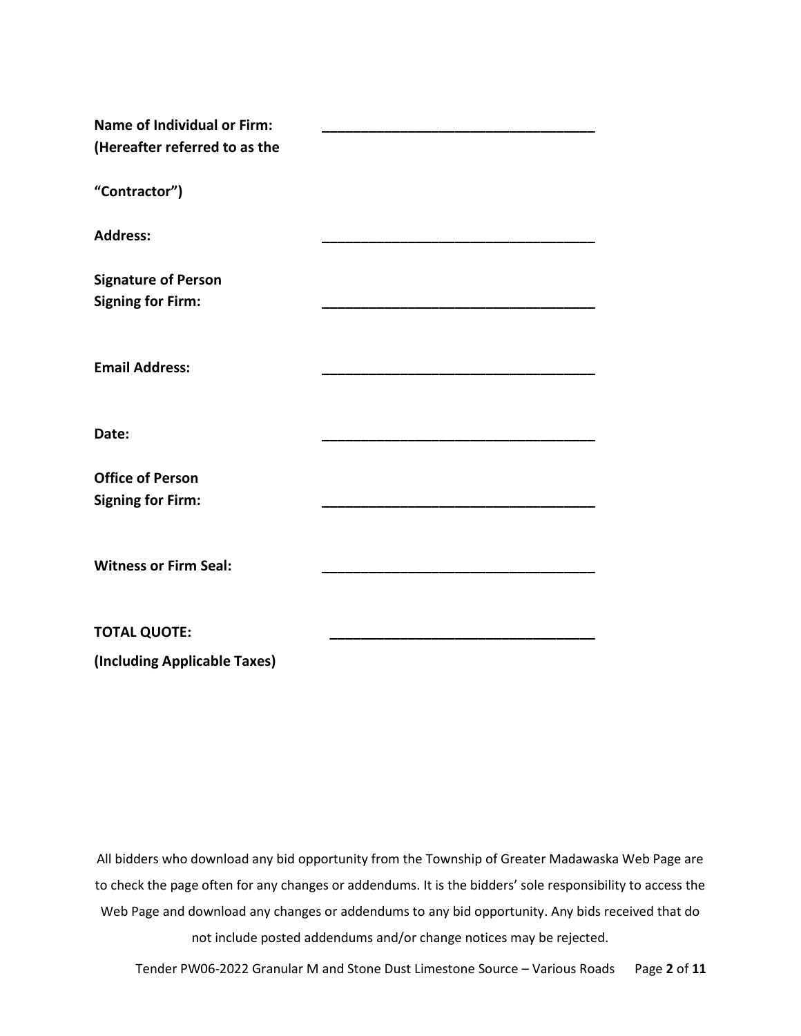**Name of Individual or Firm:** \_\_\_\_\_\_\_\_\_\_\_\_\_\_\_\_\_\_\_\_\_\_\_\_\_\_\_\_\_\_\_\_\_\_\_\_
**(Hereafter referred to as the**

**“Contractor”)**

**Address:** \_\_\_\_\_\_\_\_\_\_\_\_\_\_\_\_\_\_\_\_\_\_\_\_\_\_\_\_\_\_\_\_\_\_\_\_

**Signature of Person**
**Signing for Firm:** \_\_\_\_\_\_\_\_\_\_\_\_\_\_\_\_\_\_\_\_\_\_\_\_\_\_\_\_\_\_\_\_\_\_\_\_

**Email Address:** \_\_\_\_\_\_\_\_\_\_\_\_\_\_\_\_\_\_\_\_\_\_\_\_\_\_\_\_\_\_\_\_\_\_\_\_

**Date:** \_\_\_\_\_\_\_\_\_\_\_\_\_\_\_\_\_\_\_\_\_\_\_\_\_\_\_\_\_\_\_\_\_\_\_\_

**Office of Person**
**Signing for Firm:** \_\_\_\_\_\_\_\_\_\_\_\_\_\_\_\_\_\_\_\_\_\_\_\_\_\_\_\_\_\_\_\_\_\_\_\_

**Witness or Firm Seal:** \_\_\_\_\_\_\_\_\_\_\_\_\_\_\_\_\_\_\_\_\_\_\_\_\_\_\_\_\_\_\_\_\_\_\_\_

**TOTAL QUOTE:** \_\_\_\_\_\_\_\_\_\_\_\_\_\_\_\_\_\_\_\_\_\_\_\_\_\_\_\_\_\_\_\_\_\_\_
**(Including Applicable Taxes)**

All bidders who download any bid opportunity from the Township of Greater Madawaska Web Page are to check the page often for any changes or addendums. It is the bidders' sole responsibility to access the Web Page and download any changes or addendums to any bid opportunity. Any bids received that do not include posted addendums and/or change notices may be rejected.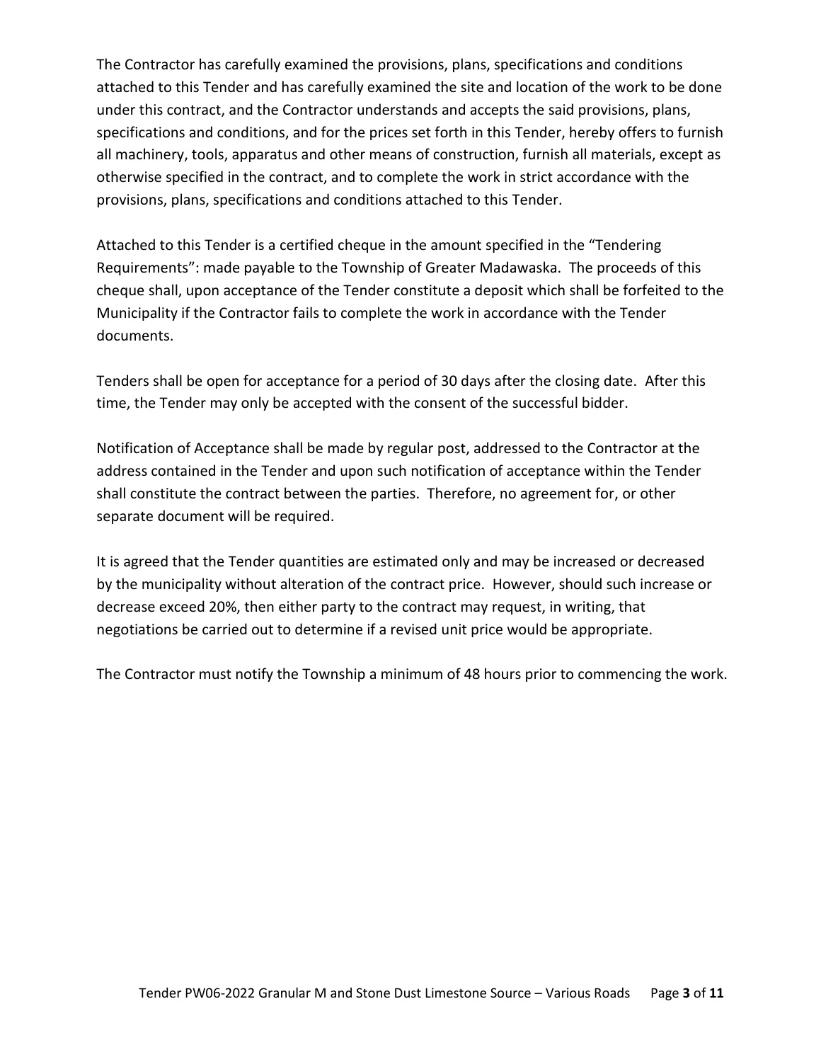The Contractor has carefully examined the provisions, plans, specifications and conditions attached to this Tender and has carefully examined the site and location of the work to be done under this contract, and the Contractor understands and accepts the said provisions, plans, specifications and conditions, and for the prices set forth in this Tender, hereby offers to furnish all machinery, tools, apparatus and other means of construction, furnish all materials, except as otherwise specified in the contract, and to complete the work in strict accordance with the provisions, plans, specifications and conditions attached to this Tender.

Attached to this Tender is a certified cheque in the amount specified in the "Tendering Requirements": made payable to the Township of Greater Madawaska. The proceeds of this cheque shall, upon acceptance of the Tender constitute a deposit which shall be forfeited to the Municipality if the Contractor fails to complete the work in accordance with the Tender documents.

Tenders shall be open for acceptance for a period of 30 days after the closing date. After this time, the Tender may only be accepted with the consent of the successful bidder.

Notification of Acceptance shall be made by regular post, addressed to the Contractor at the address contained in the Tender and upon such notification of acceptance within the Tender shall constitute the contract between the parties. Therefore, no agreement for, or other separate document will be required.

It is agreed that the Tender quantities are estimated only and may be increased or decreased by the municipality without alteration of the contract price. However, should such increase or decrease exceed 20%, then either party to the contract may request, in writing, that negotiations be carried out to determine if a revised unit price would be appropriate.

The Contractor must notify the Township a minimum of 48 hours prior to commencing the work.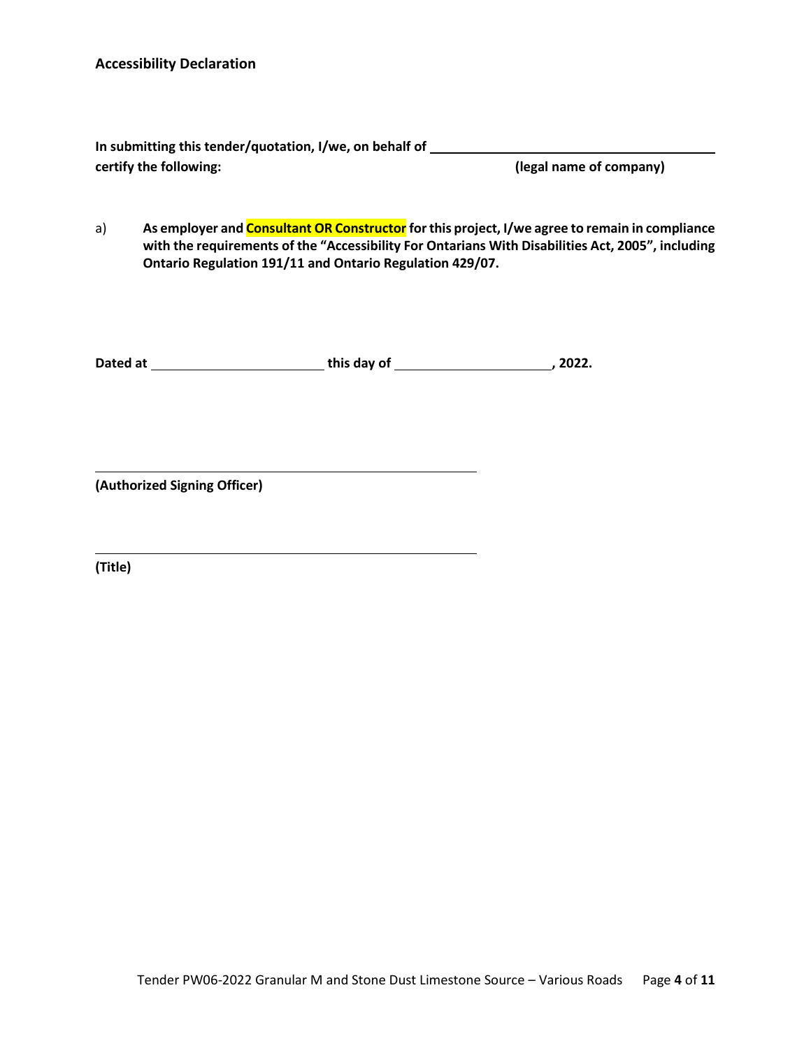**Accessibility Declaration**

**In submitting this tender/quotation, I/we, on behalf of \_\_\_\_\_\_\_\_\_\_\_\_\_\_\_\_\_\_\_\_\_\_\_\_\_\_\_\_\_\_\_\_\_\_\_\_\_\_\_\_**
**certify the following: (legal name of company)**

a) **As employer and Consultant OR Constructor for this project, I/we agree to remain in compliance with the requirements of the "Accessibility For Ontarians With Disabilities Act, 2005", including Ontario Regulation 191/11 and Ontario Regulation 429/07.**

**Dated at \_\_\_\_\_\_\_\_\_\_\_\_\_\_\_\_\_\_\_\_\_\_\_\_ this day of \_\_\_\_\_\_\_\_\_\_\_\_\_\_\_\_\_\_\_\_\_\_, 2022.**

\_\_\_\_\_\_\_\_\_\_\_\_\_\_\_\_\_\_\_\_\_\_\_\_\_\_\_\_\_\_\_\_\_\_\_\_\_\_\_\_\_\_\_\_\_\_\_\_\_\_\_\_

**(Authorized Signing Officer)**

\_\_\_\_\_\_\_\_\_\_\_\_\_\_\_\_\_\_\_\_\_\_\_\_\_\_\_\_\_\_\_\_\_\_\_\_\_\_\_\_\_\_\_\_\_\_\_\_\_\_\_\_

**(Title)**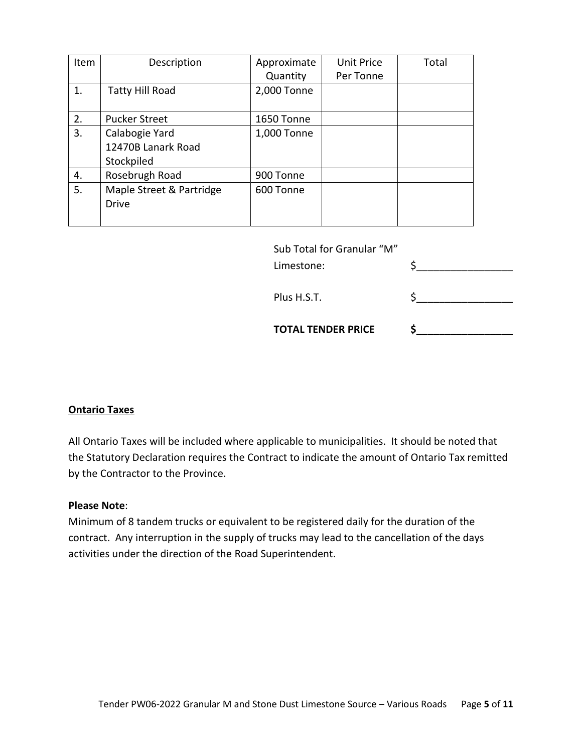| Item | Description | Approximate Quantity | Unit Price Per Tonne | Total |
|---|---|---|---|---|
| 1. | Tatty Hill Road | 2,000 Tonne | | |
| 2. | Pucker Street | 1650 Tonne | | |
| 3. | Calabogie Yard 12470B Lanark Road Stockpiled | 1,000 Tonne | | |
| 4. | Rosebrugh Road | 900 Tonne | | |
| 5. | Maple Street & Partridge Drive | 600 Tonne | | |

Sub Total for Granular "M" Limestone: $_________________

Plus H.S.T. $_________________

**TOTAL TENDER PRICE $_________________**

**Ontario Taxes**

All Ontario Taxes will be included where applicable to municipalities. It should be noted that the Statutory Declaration requires the Contract to indicate the amount of Ontario Tax remitted by the Contractor to the Province.

**Please Note**:
Minimum of 8 tandem trucks or equivalent to be registered daily for the duration of the contract. Any interruption in the supply of trucks may lead to the cancellation of the days activities under the direction of the Road Superintendent.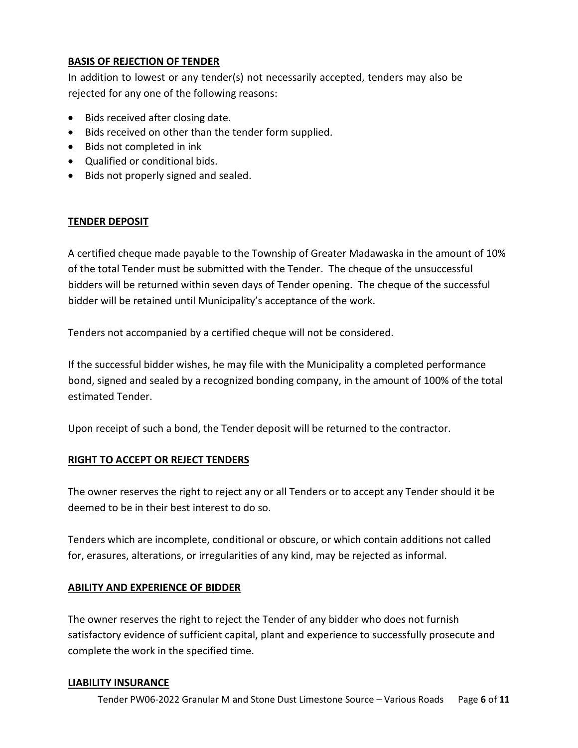**BASIS OF REJECTION OF TENDER**

In addition to lowest or any tender(s) not necessarily accepted, tenders may also be rejected for any one of the following reasons:

- Bids received after closing date.
- Bids received on other than the tender form supplied.
- Bids not completed in ink
- Qualified or conditional bids.
- Bids not properly signed and sealed.

**TENDER DEPOSIT**

A certified cheque made payable to the Township of Greater Madawaska in the amount of 10% of the total Tender must be submitted with the Tender. The cheque of the unsuccessful bidders will be returned within seven days of Tender opening. The cheque of the successful bidder will be retained until Municipality's acceptance of the work.

Tenders not accompanied by a certified cheque will not be considered.

If the successful bidder wishes, he may file with the Municipality a completed performance bond, signed and sealed by a recognized bonding company, in the amount of 100% of the total estimated Tender.

Upon receipt of such a bond, the Tender deposit will be returned to the contractor.

**RIGHT TO ACCEPT OR REJECT TENDERS**

The owner reserves the right to reject any or all Tenders or to accept any Tender should it be deemed to be in their best interest to do so.

Tenders which are incomplete, conditional or obscure, or which contain additions not called for, erasures, alterations, or irregularities of any kind, may be rejected as informal.

**ABILITY AND EXPERIENCE OF BIDDER**

The owner reserves the right to reject the Tender of any bidder who does not furnish satisfactory evidence of sufficient capital, plant and experience to successfully prosecute and complete the work in the specified time.

**LIABILITY INSURANCE**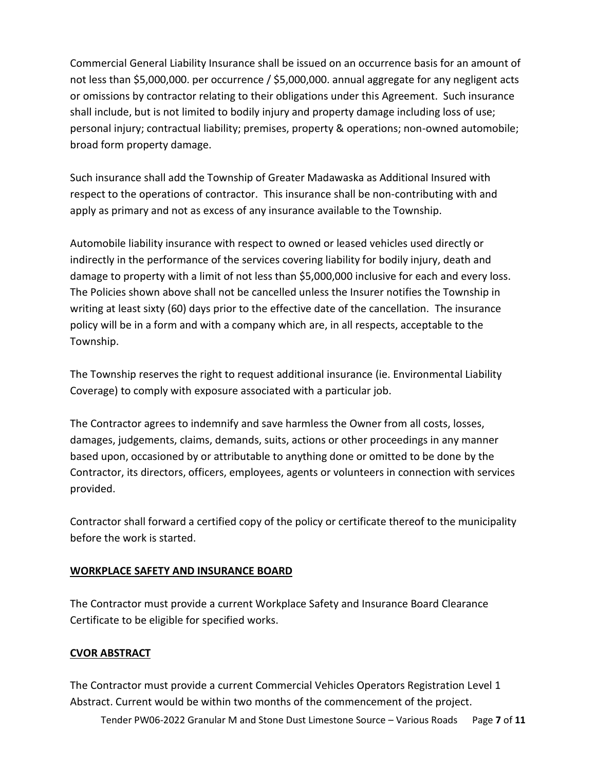Commercial General Liability Insurance shall be issued on an occurrence basis for an amount of not less than $5,000,000. per occurrence / $5,000,000. annual aggregate for any negligent acts or omissions by contractor relating to their obligations under this Agreement. Such insurance shall include, but is not limited to bodily injury and property damage including loss of use; personal injury; contractual liability; premises, property & operations; non-owned automobile; broad form property damage.

Such insurance shall add the Township of Greater Madawaska as Additional Insured with respect to the operations of contractor. This insurance shall be non-contributing with and apply as primary and not as excess of any insurance available to the Township.

Automobile liability insurance with respect to owned or leased vehicles used directly or indirectly in the performance of the services covering liability for bodily injury, death and damage to property with a limit of not less than $5,000,000 inclusive for each and every loss. The Policies shown above shall not be cancelled unless the Insurer notifies the Township in writing at least sixty (60) days prior to the effective date of the cancellation. The insurance policy will be in a form and with a company which are, in all respects, acceptable to the Township.

The Township reserves the right to request additional insurance (ie. Environmental Liability Coverage) to comply with exposure associated with a particular job.

The Contractor agrees to indemnify and save harmless the Owner from all costs, losses, damages, judgements, claims, demands, suits, actions or other proceedings in any manner based upon, occasioned by or attributable to anything done or omitted to be done by the Contractor, its directors, officers, employees, agents or volunteers in connection with services provided.

Contractor shall forward a certified copy of the policy or certificate thereof to the municipality before the work is started.

## WORKPLACE SAFETY AND INSURANCE BOARD

The Contractor must provide a current Workplace Safety and Insurance Board Clearance Certificate to be eligible for specified works.

## CVOR ABSTRACT

The Contractor must provide a current Commercial Vehicles Operators Registration Level 1 Abstract. Current would be within two months of the commencement of the project.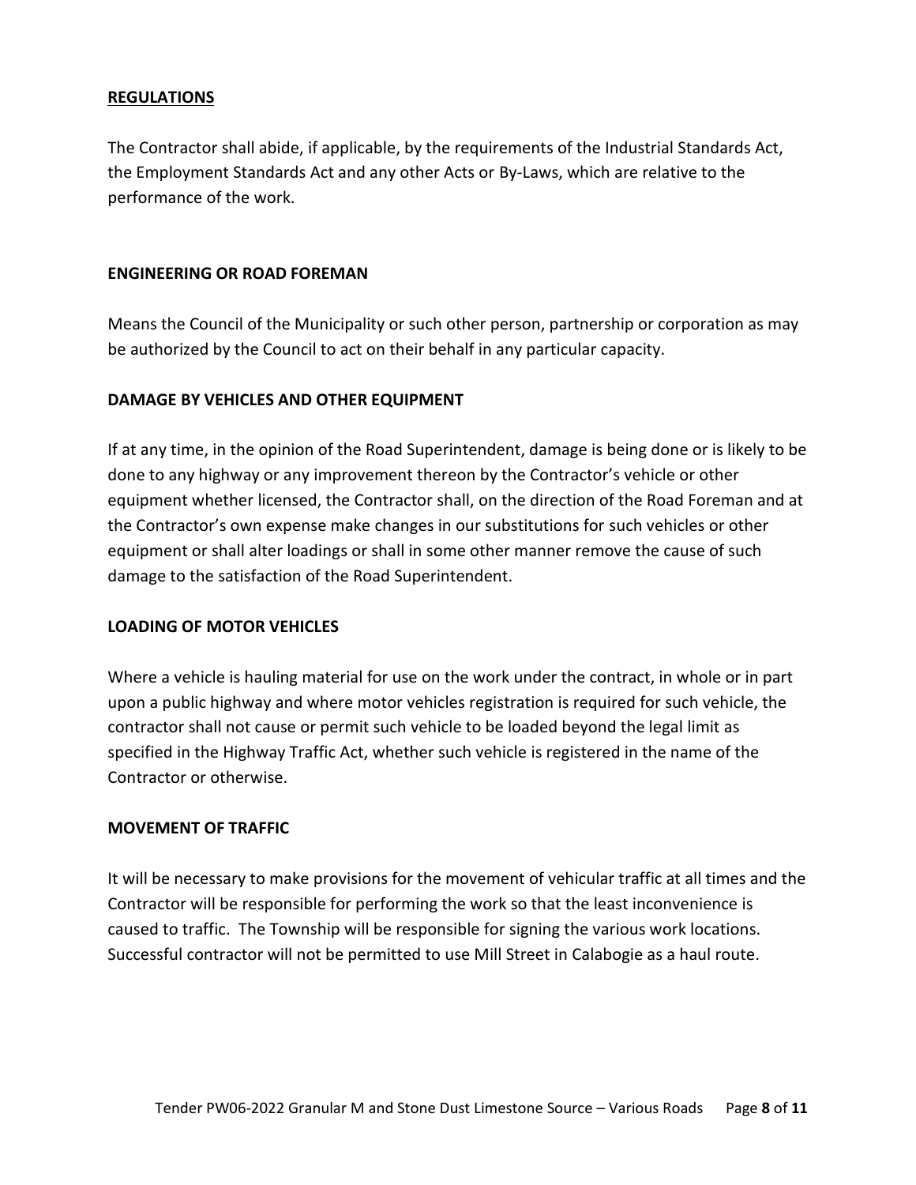**REGULATIONS**

The Contractor shall abide, if applicable, by the requirements of the Industrial Standards Act, the Employment Standards Act and any other Acts or By-Laws, which are relative to the performance of the work.

**ENGINEERING OR ROAD FOREMAN**

Means the Council of the Municipality or such other person, partnership or corporation as may be authorized by the Council to act on their behalf in any particular capacity.

**DAMAGE BY VEHICLES AND OTHER EQUIPMENT**

If at any time, in the opinion of the Road Superintendent, damage is being done or is likely to be done to any highway or any improvement thereon by the Contractor's vehicle or other equipment whether licensed, the Contractor shall, on the direction of the Road Foreman and at the Contractor's own expense make changes in our substitutions for such vehicles or other equipment or shall alter loadings or shall in some other manner remove the cause of such damage to the satisfaction of the Road Superintendent.

**LOADING OF MOTOR VEHICLES**

Where a vehicle is hauling material for use on the work under the contract, in whole or in part upon a public highway and where motor vehicles registration is required for such vehicle, the contractor shall not cause or permit such vehicle to be loaded beyond the legal limit as specified in the Highway Traffic Act, whether such vehicle is registered in the name of the Contractor or otherwise.

**MOVEMENT OF TRAFFIC**

It will be necessary to make provisions for the movement of vehicular traffic at all times and the Contractor will be responsible for performing the work so that the least inconvenience is caused to traffic. The Township will be responsible for signing the various work locations. Successful contractor will not be permitted to use Mill Street in Calabogie as a haul route.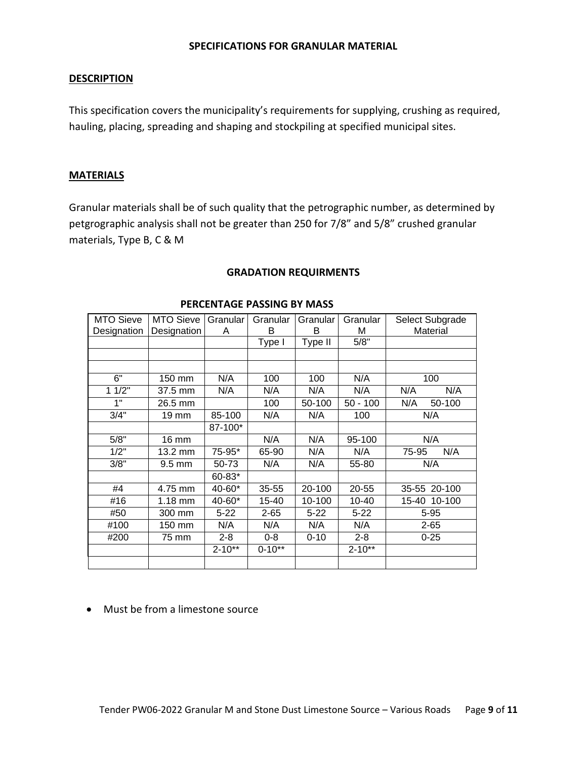## SPECIFICATIONS FOR GRANULAR MATERIAL

### DESCRIPTION

This specification covers the municipality's requirements for supplying, crushing as required, hauling, placing, spreading and shaping and stockpiling at specified municipal sites.

### MATERIALS

Granular materials shall be of such quality that the petrographic number, as determined by petgrographic analysis shall not be greater than 250 for 7/8" and 5/8" crushed granular materials, Type B, C & M

### GRADATION REQUIRMENTS

**PERCENTAGE PASSING BY MASS**

| MTO Sieve Designation | MTO Sieve Designation | Granular A | Granular B | Granular B | Granular M | Select Subgrade Material |
|---|---|---|---|---|---|---|
| | | | Type I | Type II | 5/8" | |
| | | | | | | |
| | | | | | | |
| 6" | 150 mm | N/A | 100 | 100 | N/A | 100 |
| 1 1/2" | 37.5 mm | N/A | N/A | N/A | N/A | N/A N/A |
| 1" | 26.5 mm | | 100 | 50-100 | 50 - 100 | N/A 50-100 |
| 3/4" | 19 mm | 85-100 | N/A | N/A | 100 | N/A |
| | | 87-100* | | | | |
| 5/8" | 16 mm | | N/A | N/A | 95-100 | N/A |
| 1/2" | 13.2 mm | 75-95* | 65-90 | N/A | N/A | 75-95 N/A |
| 3/8" | 9.5 mm | 50-73 | N/A | N/A | 55-80 | N/A |
| | | 60-83* | | | | |
| #4 | 4.75 mm | 40-60* | 35-55 | 20-100 | 20-55 | 35-55 20-100 |
| #16 | 1.18 mm | 40-60* | 15-40 | 10-100 | 10-40 | 15-40 10-100 |
| #50 | 300 mm | 5-22 | 2-65 | 5-22 | 5-22 | 5-95 |
| #100 | 150 mm | N/A | N/A | N/A | N/A | 2-65 |
| #200 | 75 mm | 2-8 | 0-8 | 0-10 | 2-8 | 0-25 |
| | | 2-10** | 0-10** | | 2-10** | |
| | | | | | | |

- Must be from a limestone source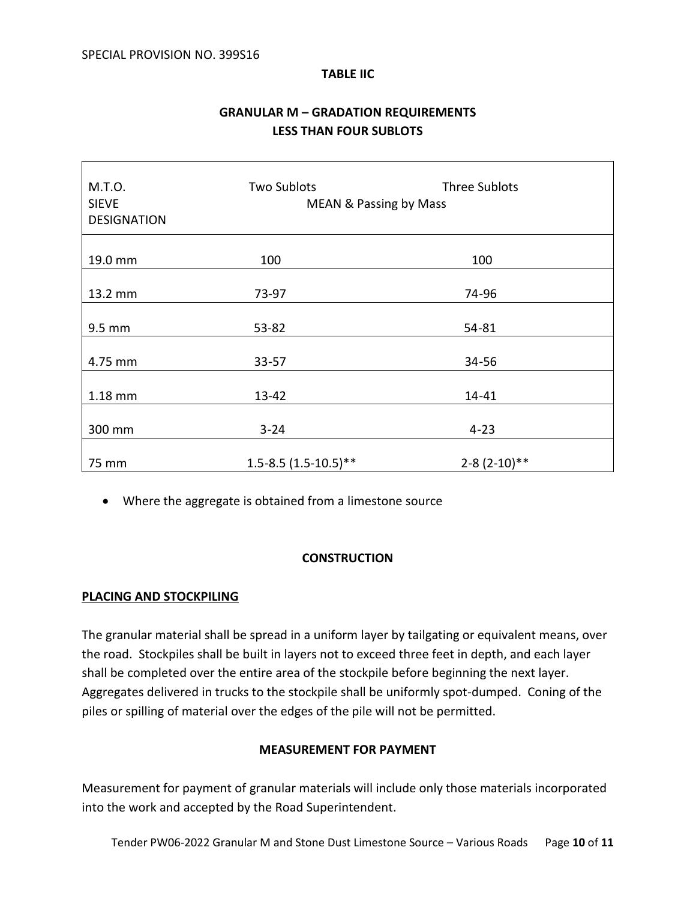SPECIAL PROVISION NO. 399S16

**TABLE IIC**

**GRANULAR M – GRADATION REQUIREMENTS**
**LESS THAN FOUR SUBLOTS**

| M.T.O. SIEVE DESIGNATION | Two Sublots | Three Sublots |
|---|---|---|
| | MEAN & Passing by Mass | |
| 19.0 mm | 100 | 100 |
| 13.2 mm | 73-97 | 74-96 |
| 9.5 mm | 53-82 | 54-81 |
| 4.75 mm | 33-57 | 34-56 |
| 1.18 mm | 13-42 | 14-41 |
| 300 mm | 3-24 | 4-23 |
| 75 mm | 1.5-8.5 (1.5-10.5)** | 2-8 (2-10)** |

- Where the aggregate is obtained from a limestone source

**CONSTRUCTION**

**PLACING AND STOCKPILING**

The granular material shall be spread in a uniform layer by tailgating or equivalent means, over the road. Stockpiles shall be built in layers not to exceed three feet in depth, and each layer shall be completed over the entire area of the stockpile before beginning the next layer. Aggregates delivered in trucks to the stockpile shall be uniformly spot-dumped. Coning of the piles or spilling of material over the edges of the pile will not be permitted.

**MEASUREMENT FOR PAYMENT**

Measurement for payment of granular materials will include only those materials incorporated into the work and accepted by the Road Superintendent.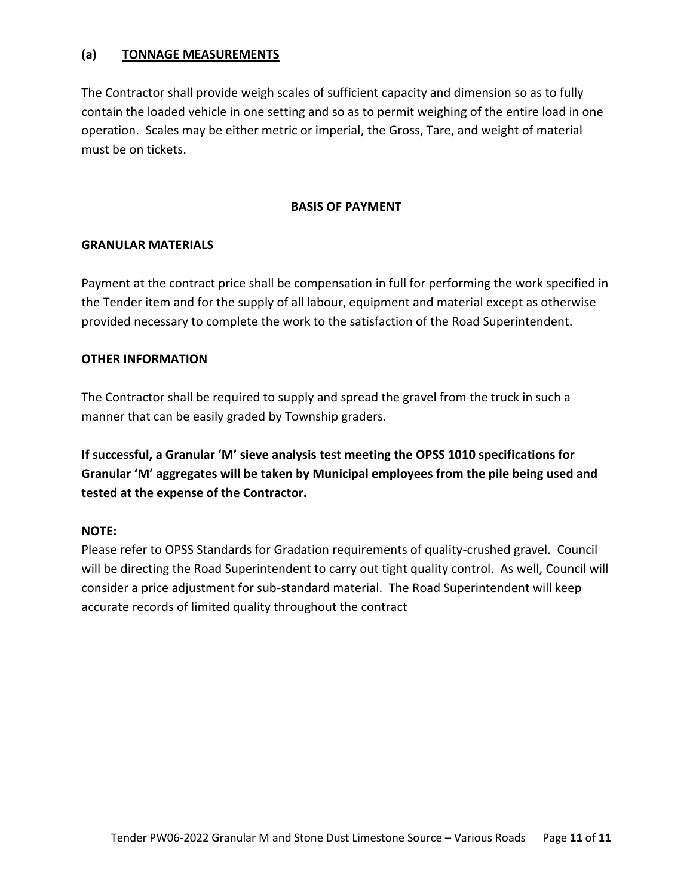### (a) TONNAGE MEASUREMENTS

The Contractor shall provide weigh scales of sufficient capacity and dimension so as to fully contain the loaded vehicle in one setting and so as to permit weighing of the entire load in one operation. Scales may be either metric or imperial, the Gross, Tare, and weight of material must be on tickets.

## BASIS OF PAYMENT

### GRANULAR MATERIALS

Payment at the contract price shall be compensation in full for performing the work specified in the Tender item and for the supply of all labour, equipment and material except as otherwise provided necessary to complete the work to the satisfaction of the Road Superintendent.

### OTHER INFORMATION

The Contractor shall be required to supply and spread the gravel from the truck in such a manner that can be easily graded by Township graders.

**If successful, a Granular 'M' sieve analysis test meeting the OPSS 1010 specifications for Granular 'M' aggregates will be taken by Municipal employees from the pile being used and tested at the expense of the Contractor.**

**NOTE:**
Please refer to OPSS Standards for Gradation requirements of quality-crushed gravel. Council will be directing the Road Superintendent to carry out tight quality control. As well, Council will consider a price adjustment for sub-standard material. The Road Superintendent will keep accurate records of limited quality throughout the contract